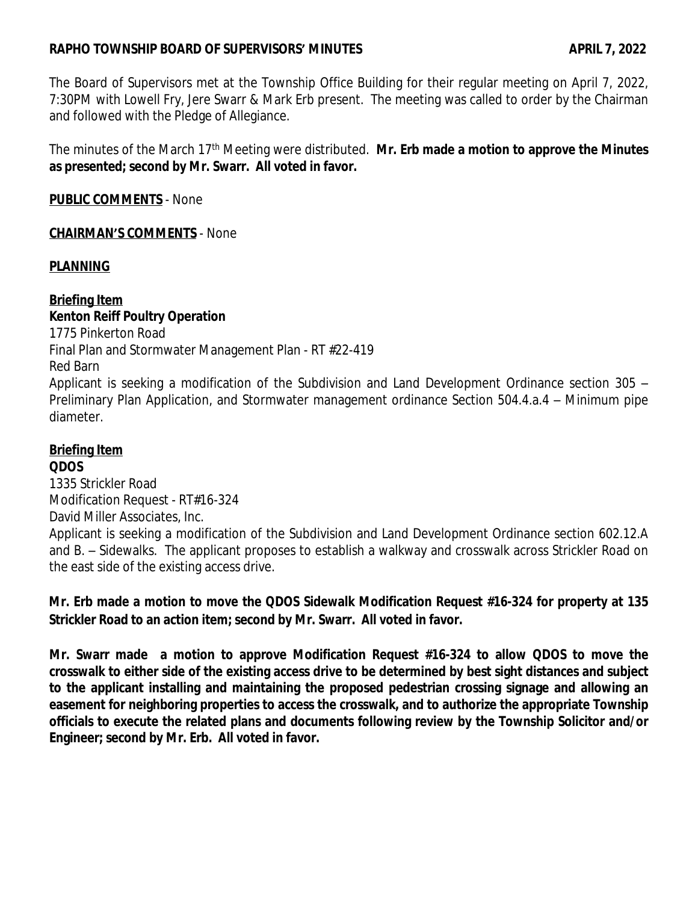**RAPHO TOWNSHIP BOARD OF SUPERVISORS' MINUTES APRIL 7, 2022**

The Board of Supervisors met at the Township Office Building for their regular meeting on April 7, 2022, 7:30PM with Lowell Fry, Jere Swarr & Mark Erb present. The meeting was called to order by the Chairman and followed with the Pledge of Allegiance.

The minutes of the March 17th Meeting were distributed. **Mr. Erb made a motion to approve the Minutes as presented; second by Mr. Swarr. All voted in favor.**

**PUBLIC COMMENTS** - None

**CHAIRMAN'S COMMENTS** - None

**PLANNING**

**Briefing Item**
**Kenton Reiff Poultry Operation**
1775 Pinkerton Road
Final Plan and Stormwater Management Plan - RT #22-419
Red Barn
Applicant is seeking a modification of the Subdivision and Land Development Ordinance section 305 – Preliminary Plan Application, and Stormwater management ordinance Section 504.4.a.4 – Minimum pipe diameter.

**Briefing Item**
**QDOS**
1335 Strickler Road
Modification Request - RT#16-324
David Miller Associates, Inc.
Applicant is seeking a modification of the Subdivision and Land Development Ordinance section 602.12.A and B. – Sidewalks. The applicant proposes to establish a walkway and crosswalk across Strickler Road on the east side of the existing access drive.

**Mr. Erb made a motion to move the QDOS Sidewalk Modification Request #16-324 for property at 135 Strickler Road to an action item; second by Mr. Swarr. All voted in favor.**

**Mr. Swarr made a motion to approve Modification Request #16-324 to allow QDOS to move the crosswalk to either side of the existing access drive to be determined by best sight distances and subject to the applicant installing and maintaining the proposed pedestrian crossing signage and allowing an easement for neighboring properties to access the crosswalk, and to authorize the appropriate Township officials to execute the related plans and documents following review by the Township Solicitor and/or Engineer; second by Mr. Erb. All voted in favor.**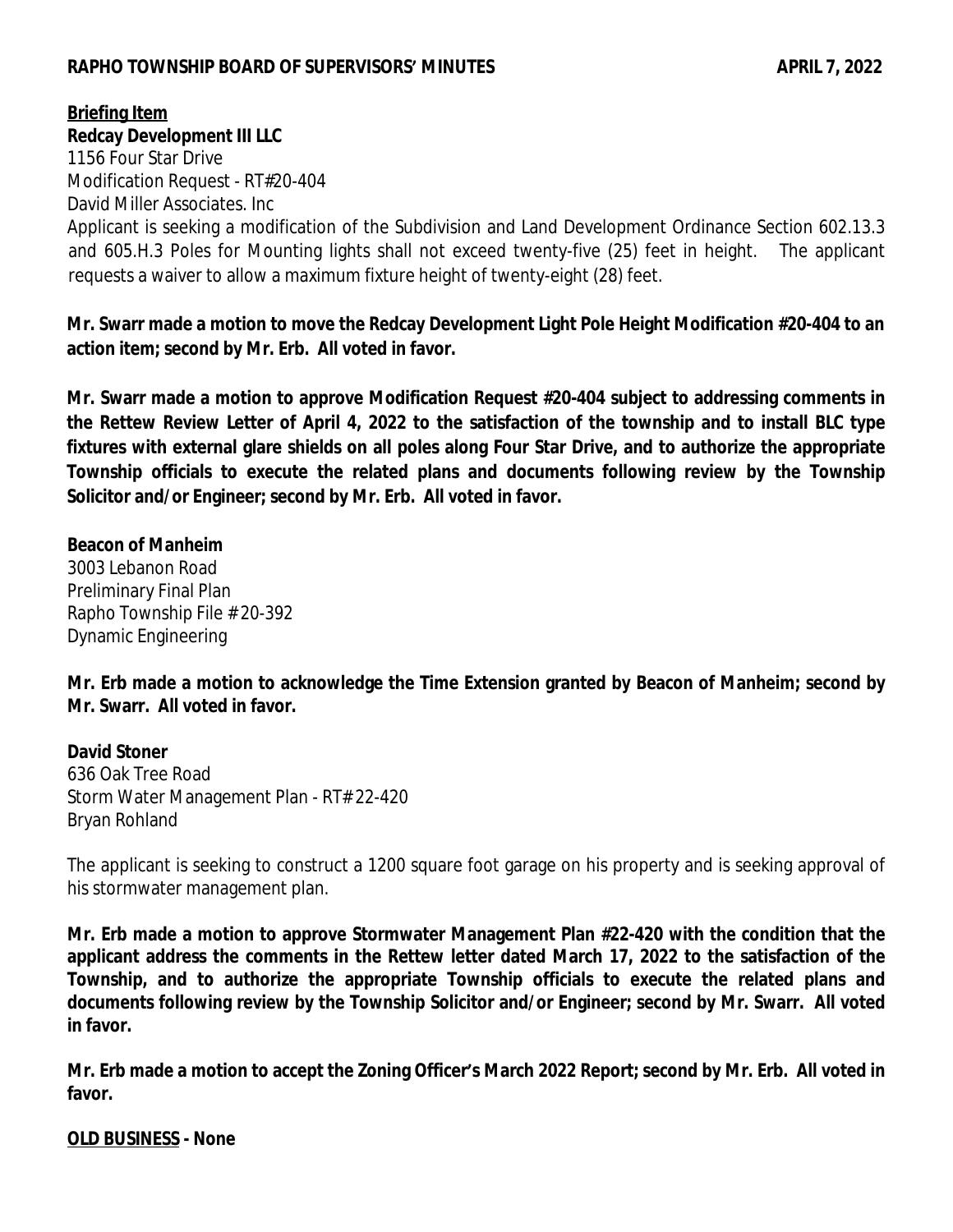**Briefing Item**

**Redcay Development III LLC**
1156 Four Star Drive
Modification Request - RT#20-404
David Miller Associates. Inc

Applicant is seeking a modification of the Subdivision and Land Development Ordinance Section 602.13.3 and 605.H.3 Poles for Mounting lights shall not exceed twenty-five (25) feet in height. The applicant requests a waiver to allow a maximum fixture height of twenty-eight (28) feet.

**Mr. Swarr made a motion to move the Redcay Development Light Pole Height Modification #20-404 to an action item; second by Mr. Erb. All voted in favor.**

**Mr. Swarr made a motion to approve Modification Request #20-404 subject to addressing comments in the Rettew Review Letter of April 4, 2022 to the satisfaction of the township and to install BLC type fixtures with external glare shields on all poles along Four Star Drive, and to authorize the appropriate Township officials to execute the related plans and documents following review by the Township Solicitor and/or Engineer; second by Mr. Erb. All voted in favor.**

**Beacon of Manheim**
3003 Lebanon Road
Preliminary Final Plan
Rapho Township File # 20-392
Dynamic Engineering

**Mr. Erb made a motion to acknowledge the Time Extension granted by Beacon of Manheim; second by Mr. Swarr. All voted in favor.**

**David Stoner**
636 Oak Tree Road
Storm Water Management Plan - RT# 22-420
Bryan Rohland

The applicant is seeking to construct a 1200 square foot garage on his property and is seeking approval of his stormwater management plan.

**Mr. Erb made a motion to approve Stormwater Management Plan #22-420 with the condition that the applicant address the comments in the Rettew letter dated March 17, 2022 to the satisfaction of the Township, and to authorize the appropriate Township officials to execute the related plans and documents following review by the Township Solicitor and/or Engineer; second by Mr. Swarr. All voted in favor.**

**Mr. Erb made a motion to accept the Zoning Officer's March 2022 Report; second by Mr. Erb. All voted in favor.**

**OLD BUSINESS - None**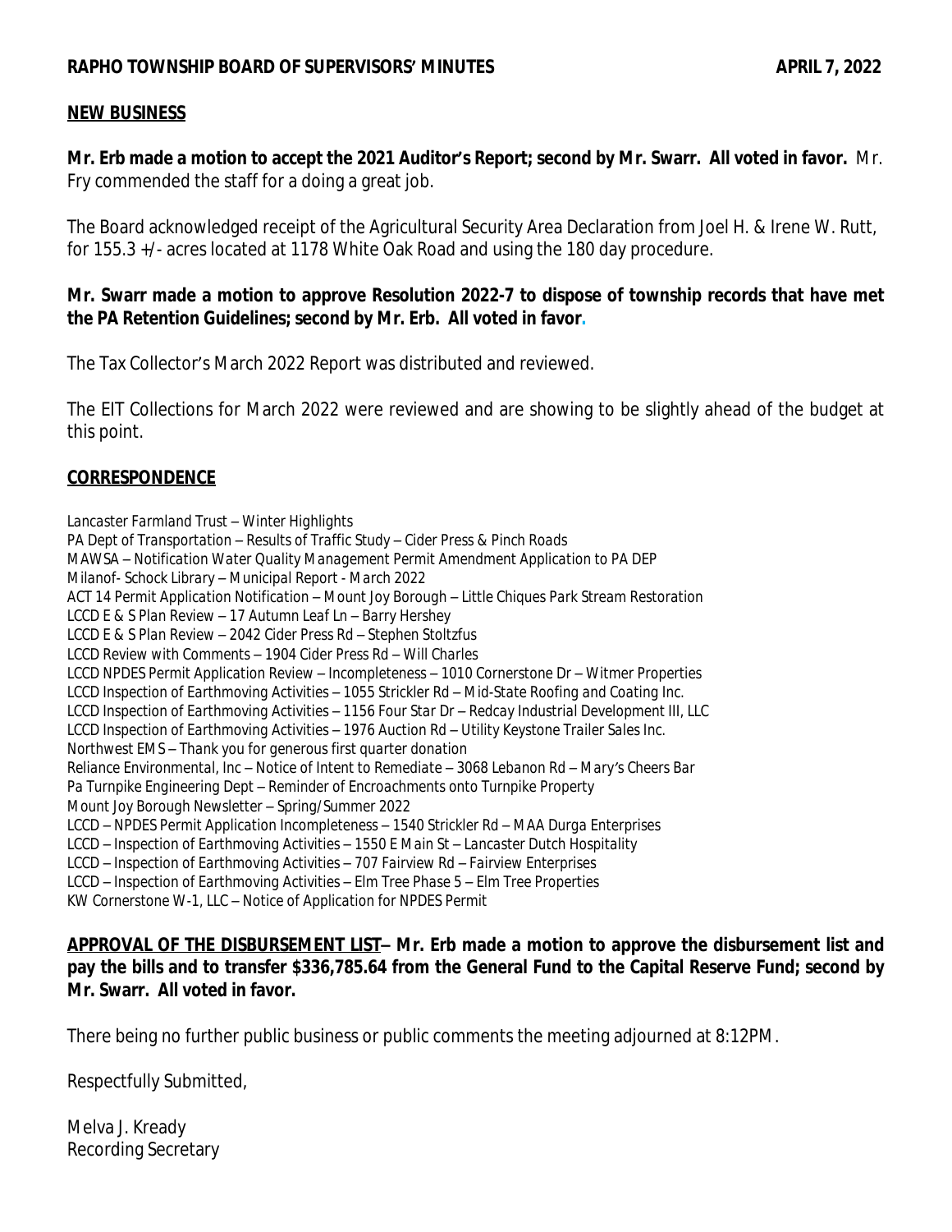## NEW BUSINESS

**Mr. Erb made a motion to accept the 2021 Auditor's Report; second by Mr. Swarr. All voted in favor.** Mr. Fry commended the staff for a doing a great job.

The Board acknowledged receipt of the Agricultural Security Area Declaration from Joel H. & Irene W. Rutt, for 155.3 +/- acres located at 1178 White Oak Road and using the 180 day procedure.

**Mr. Swarr made a motion to approve Resolution 2022-7 to dispose of township records that have met the PA Retention Guidelines; second by Mr. Erb. All voted in favor.**

The Tax Collector's March 2022 Report was distributed and reviewed.

The EIT Collections for March 2022 were reviewed and are showing to be slightly ahead of the budget at this point.

## CORRESPONDENCE

Lancaster Farmland Trust – Winter Highlights
PA Dept of Transportation – Results of Traffic Study – Cider Press & Pinch Roads
MAWSA – Notification Water Quality Management Permit Amendment Application to PA DEP
Milanof- Schock Library – Municipal Report - March 2022
ACT 14 Permit Application Notification – Mount Joy Borough – Little Chiques Park Stream Restoration
LCCD E & S Plan Review – 17 Autumn Leaf Ln – Barry Hershey
LCCD E & S Plan Review – 2042 Cider Press Rd – Stephen Stoltzfus
LCCD Review with Comments – 1904 Cider Press Rd – Will Charles
LCCD NPDES Permit Application Review – Incompleteness – 1010 Cornerstone Dr – Witmer Properties
LCCD Inspection of Earthmoving Activities – 1055 Strickler Rd – Mid-State Roofing and Coating Inc.
LCCD Inspection of Earthmoving Activities – 1156 Four Star Dr – Redcay Industrial Development III, LLC
LCCD Inspection of Earthmoving Activities – 1976 Auction Rd – Utility Keystone Trailer Sales Inc.
Northwest EMS – Thank you for generous first quarter donation
Reliance Environmental, Inc – Notice of Intent to Remediate – 3068 Lebanon Rd – Mary's Cheers Bar
Pa Turnpike Engineering Dept – Reminder of Encroachments onto Turnpike Property
Mount Joy Borough Newsletter – Spring/Summer 2022
LCCD – NPDES Permit Application Incompleteness – 1540 Strickler Rd – MAA Durga Enterprises
LCCD – Inspection of Earthmoving Activities – 1550 E Main St – Lancaster Dutch Hospitality
LCCD – Inspection of Earthmoving Activities – 707 Fairview Rd – Fairview Enterprises
LCCD – Inspection of Earthmoving Activities – Elm Tree Phase 5 – Elm Tree Properties
KW Cornerstone W-1, LLC – Notice of Application for NPDES Permit

**APPROVAL OF THE DISBURSEMENT LIST– Mr. Erb made a motion to approve the disbursement list and pay the bills and to transfer $336,785.64 from the General Fund to the Capital Reserve Fund; second by Mr. Swarr. All voted in favor.**

There being no further public business or public comments the meeting adjourned at 8:12PM.

Respectfully Submitted,

Melva J. Kready
Recording Secretary